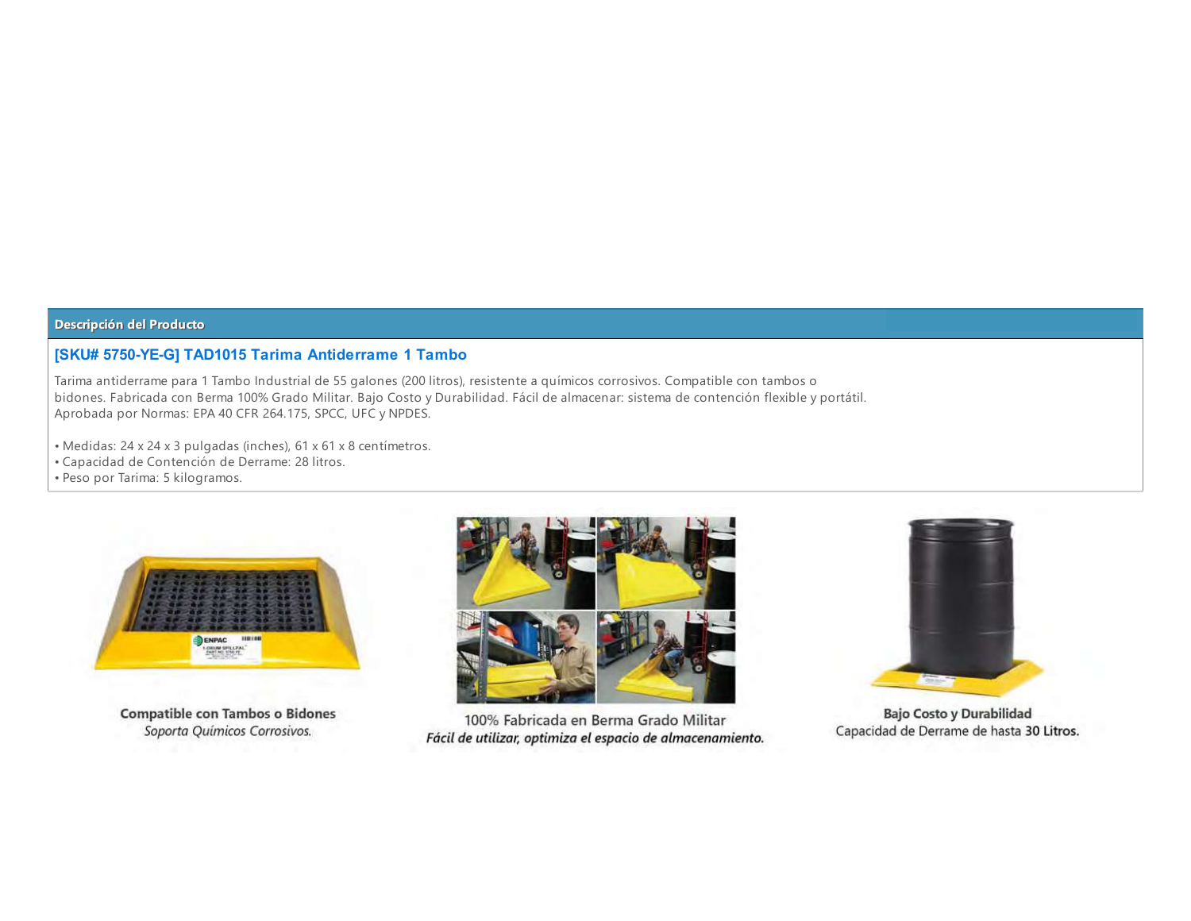## Descripción del Producto

### [SKU# 5750-YE-G] TAD1015 Tarima Antiderrame 1 Tambo

Tarima antiderrame para 1 Tambo Industrial de 55 galones (200 litros), resistente a químicos corrosivos. Compatible con tambos o bidones. Fabricada con Berma 100% Grado Militar. Bajo Costo y Durabilidad. Fácil de almacenar: sistema de contención flexible y portátil. Aprobada por Normas: EPA 40 CFR 264.175, SPCC, UFC y NPDES.

- Medidas: 24 x 24 x 3 pulgadas (inches), 61 x 61 x 8 centímetros.
- Capacidad de Contención de Derrame: 28 litros.
- Peso por Tarima: 5 kilogramos.

**Compatible con Tambos o Bidones**
*Soporta Químicos Corrosivos.*

100% Fabricada en Berma Grado Militar
***Fácil de utilizar, optimiza el espacio de almacenamiento.***

**Bajo Costo y Durabilidad**
Capacidad de Derrame de hasta **30 Litros.**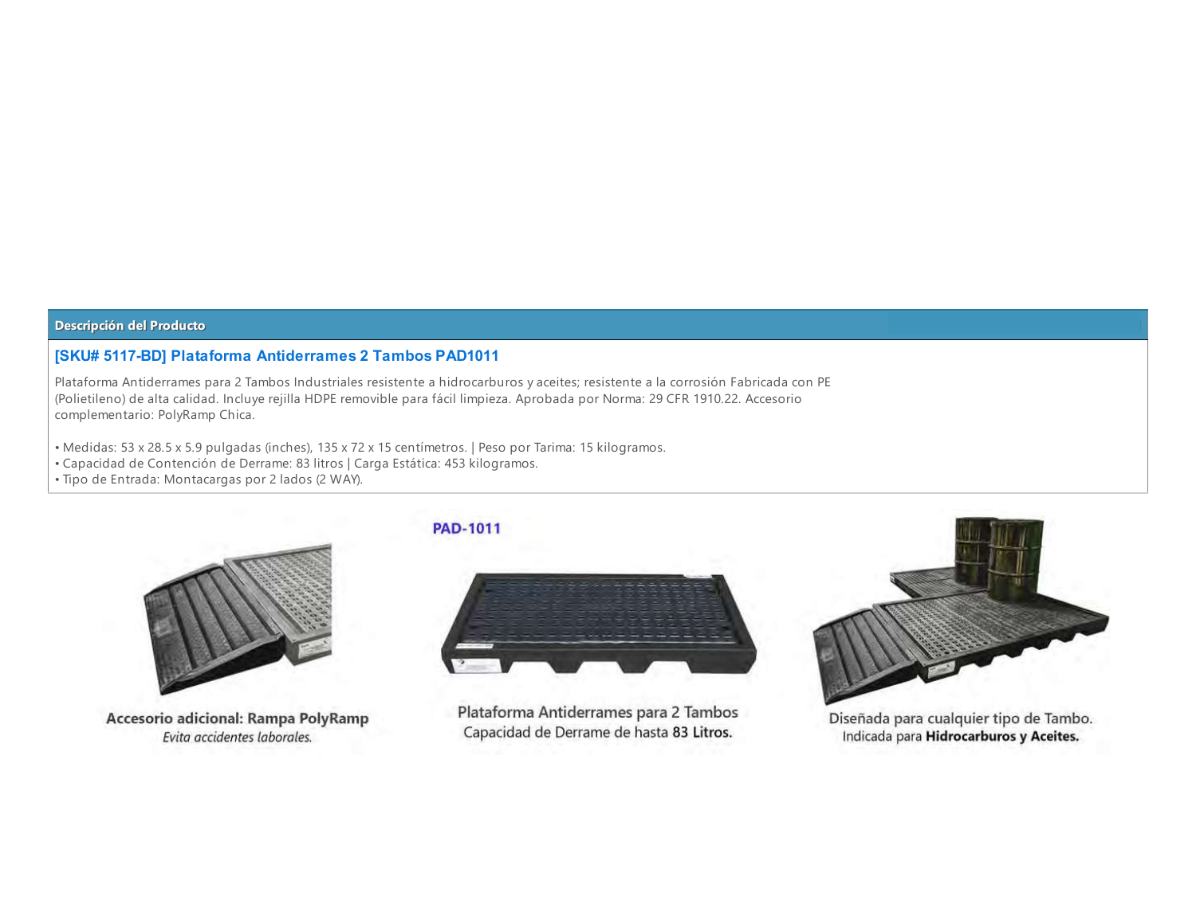## Descripción del Producto

### [SKU# 5117-BD] Plataforma Antiderrames 2 Tambos PAD1011

Plataforma Antiderrames para 2 Tambos Industriales resistente a hidrocarburos y aceites; resistente a la corrosión Fabricada con PE (Polietileno) de alta calidad. Incluye rejilla HDPE removible para fácil limpieza. Aprobada por Norma: 29 CFR 1910.22. Accesorio complementario: PolyRamp Chica.

- Medidas: 53 x 28.5 x 5.9 pulgadas (inches), 135 x 72 x 15 centímetros. | Peso por Tarima: 15 kilogramos.
- Capacidad de Contención de Derrame: 83 litros | Carga Estática: 453 kilogramos.
- Tipo de Entrada: Montacargas por 2 lados (2 WAY).

**Accesorio adicional: Rampa PolyRamp**
*Evita accidentes laborales.*

**PAD-1011**

Plataforma Antiderrames para 2 Tambos
Capacidad de Derrame de hasta **83 Litros.**

Diseñada para cualquier tipo de Tambo.
Indicada para **Hidrocarburos y Aceites.**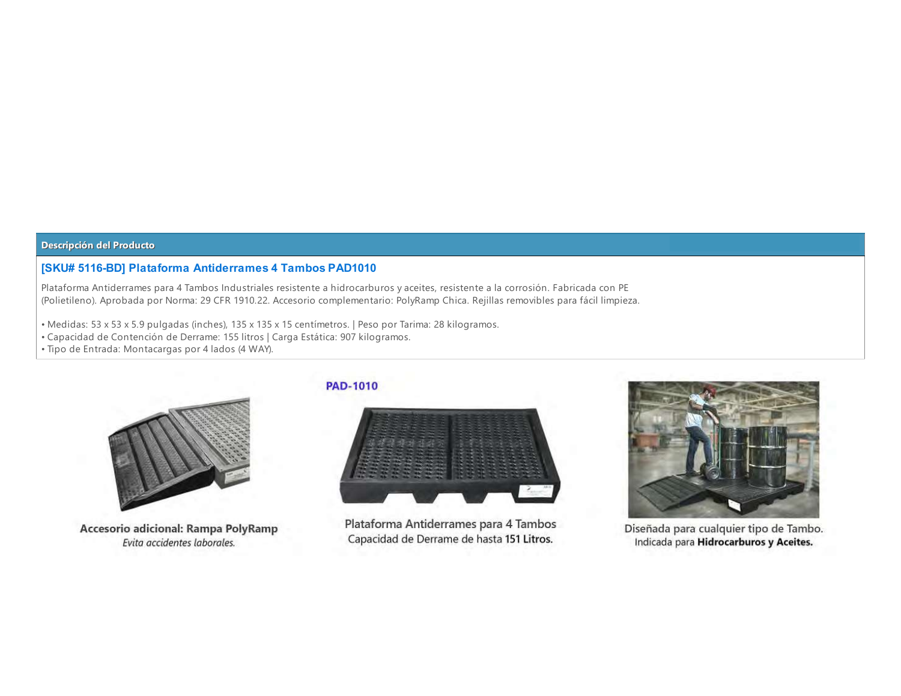## Descripción del Producto

### [SKU# 5116-BD] Plataforma Antiderrames 4 Tambos PAD1010

Plataforma Antiderrames para 4 Tambos Industriales resistente a hidrocarburos y aceites, resistente a la corrosión. Fabricada con PE (Polietileno). Aprobada por Norma: 29 CFR 1910.22. Accesorio complementario: PolyRamp Chica. Rejillas removibles para fácil limpieza.

- Medidas: 53 x 53 x 5.9 pulgadas (inches), 135 x 135 x 15 centímetros. | Peso por Tarima: 28 kilogramos.
- Capacidad de Contención de Derrame: 155 litros | Carga Estática: 907 kilogramos.
- Tipo de Entrada: Montacargas por 4 lados (4 WAY).

**Accesorio adicional: Rampa PolyRamp**
*Evita accidentes laborales.*

PAD-1010

Plataforma Antiderrames para 4 Tambos
Capacidad de Derrame de hasta **151 Litros.**

Diseñada para cualquier tipo de Tambo.
Indicada para **Hidrocarburos y Aceites.**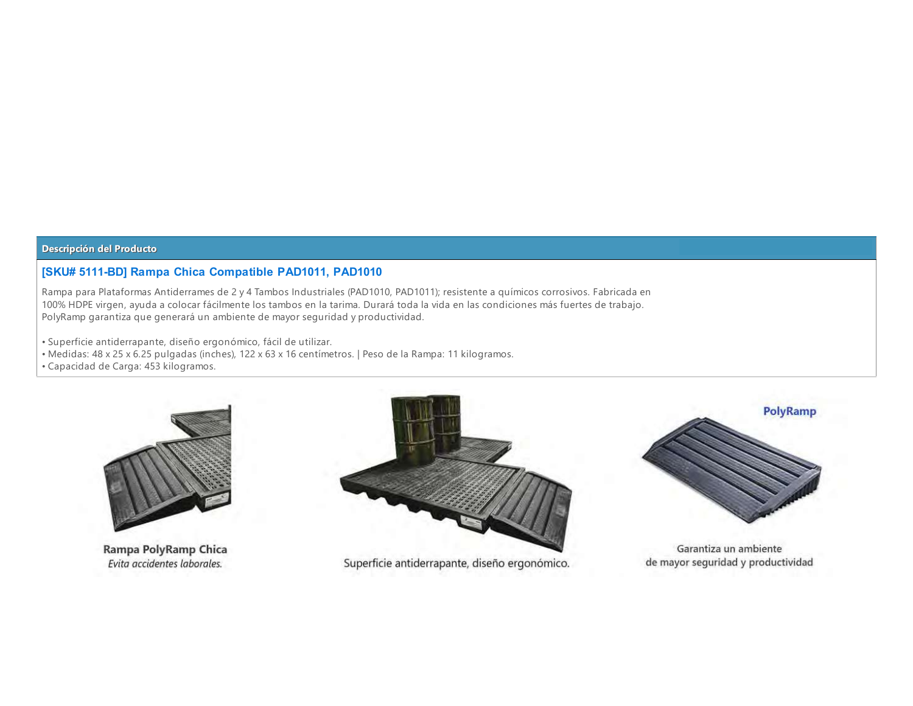## Descripción del Producto

### [SKU# 5111-BD] Rampa Chica Compatible PAD1011, PAD1010

Rampa para Plataformas Antiderrames de 2 y 4 Tambos Industriales (PAD1010, PAD1011); resistente a químicos corrosivos. Fabricada en 100% HDPE virgen, ayuda a colocar fácilmente los tambos en la tarima. Durará toda la vida en las condiciones más fuertes de trabajo. PolyRamp garantiza que generará un ambiente de mayor seguridad y productividad.

- Superficie antiderrapante, diseño ergonómico, fácil de utilizar.
- Medidas: 48 x 25 x 6.25 pulgadas (inches), 122 x 63 x 16 centímetros. | Peso de la Rampa: 11 kilogramos.
- Capacidad de Carga: 453 kilogramos.

**Rampa PolyRamp Chica**
*Evita accidentes laborales.*

Superficie antiderrapante, diseño ergonómico.

PolyRamp

Garantiza un ambiente de mayor seguridad y productividad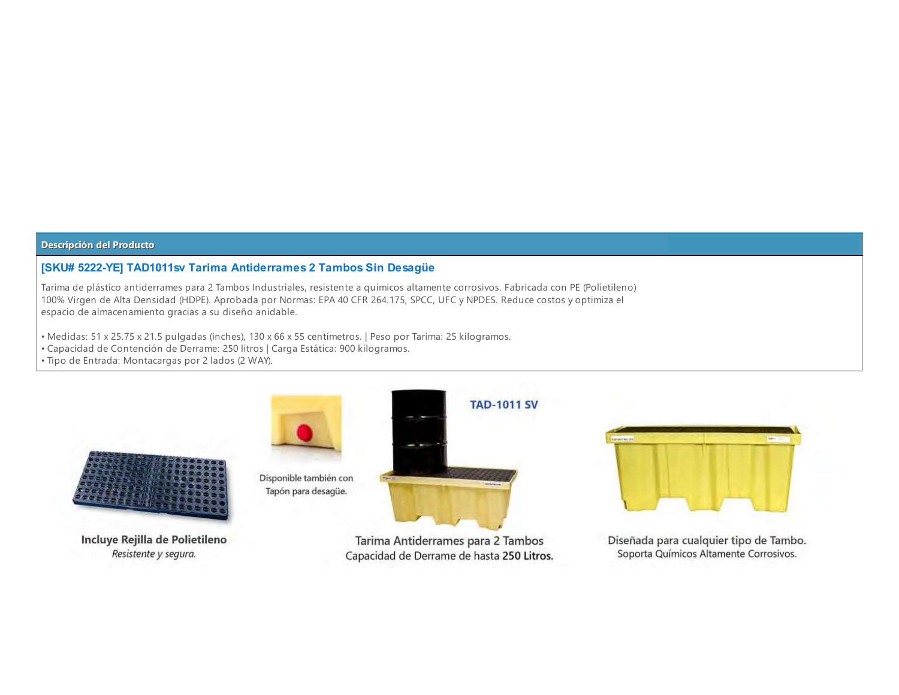## Descripción del Producto

### [SKU# 5222-YE] TAD1011sv Tarima Antiderrames 2 Tambos Sin Desagüe

Tarima de plástico antiderrames para 2 Tambos Industriales, resistente a químicos altamente corrosivos. Fabricada con PE (Polietileno) 100% Virgen de Alta Densidad (HDPE). Aprobada por Normas: EPA 40 CFR 264.175, SPCC, UFC y NPDES. Reduce costos y optimiza el espacio de almacenamiento gracias a su diseño anidable.

- Medidas: 51 x 25.75 x 21.5 pulgadas (inches), 130 x 66 x 55 centímetros. | Peso por Tarima: 25 kilogramos.
- Capacidad de Contención de Derrame: 250 litros | Carga Estática: 900 kilogramos.
- Tipo de Entrada: Montacargas por 2 lados (2 WAY).

**Incluye Rejilla de Polietileno**
*Resistente y segura.*

Disponible también con Tapón para desagüe.

TAD-1011 SV

Tarima Antiderrames para 2 Tambos
Capacidad de Derrame de hasta **250 Litros.**

Diseñada para cualquier tipo de Tambo.
Soporta Químicos Altamente Corrosivos.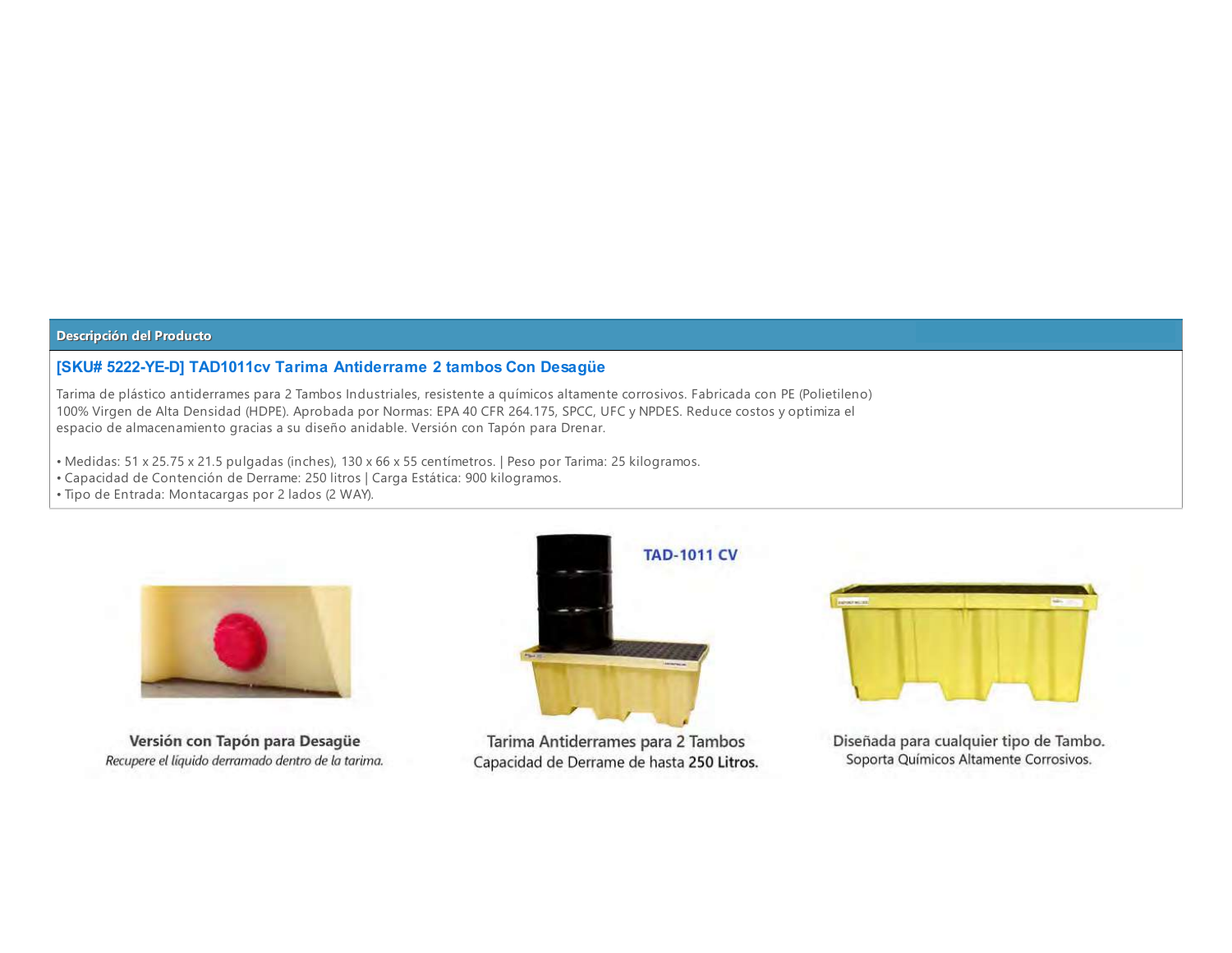## Descripción del Producto

### [SKU# 5222-YE-D] TAD1011cv Tarima Antiderrame 2 tambos Con Desagüe

Tarima de plástico antiderrames para 2 Tambos Industriales, resistente a químicos altamente corrosivos. Fabricada con PE (Polietileno) 100% Virgen de Alta Densidad (HDPE). Aprobada por Normas: EPA 40 CFR 264.175, SPCC, UFC y NPDES. Reduce costos y optimiza el espacio de almacenamiento gracias a su diseño anidable. Versión con Tapón para Drenar.

• Medidas: 51 x 25.75 x 21.5 pulgadas (inches), 130 x 66 x 55 centímetros. | Peso por Tarima: 25 kilogramos.
• Capacidad de Contención de Derrame: 250 litros | Carga Estática: 900 kilogramos.
• Tipo de Entrada: Montacargas por 2 lados (2 WAY).

**Versión con Tapón para Desagüe**
*Recupere el líquido derramado dentro de la tarima.*

TAD-1011 CV

Tarima Antiderrames para 2 Tambos
Capacidad de Derrame de hasta **250 Litros.**

Diseñada para cualquier tipo de Tambo.
Soporta Químicos Altamente Corrosivos.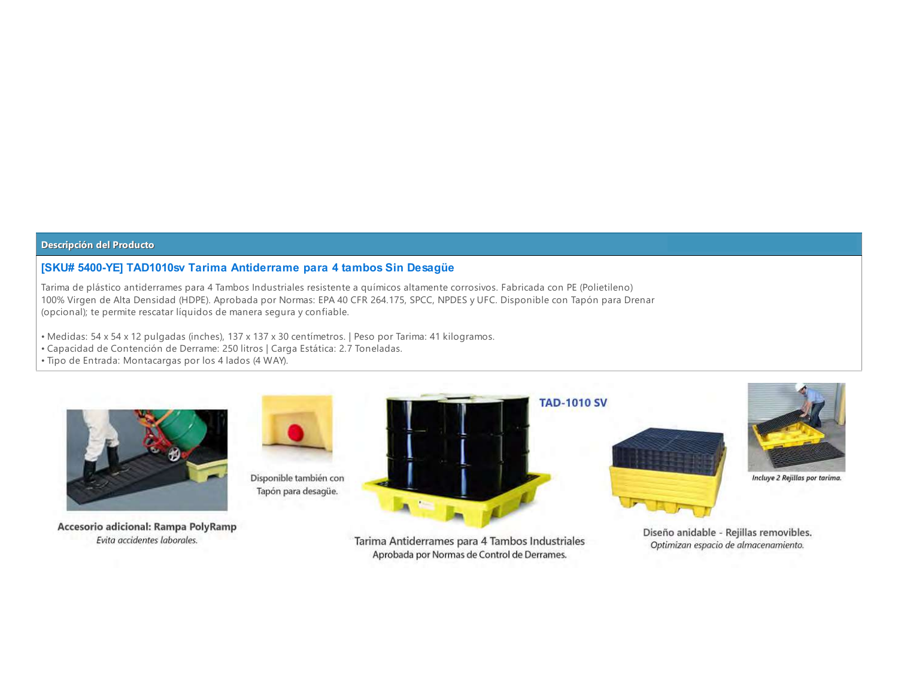## Descripción del Producto

### [SKU# 5400-YE] TAD1010sv Tarima Antiderrame para 4 tambos Sin Desagüe

Tarima de plástico antiderrames para 4 Tambos Industriales resistente a químicos altamente corrosivos. Fabricada con PE (Polietileno) 100% Virgen de Alta Densidad (HDPE). Aprobada por Normas: EPA 40 CFR 264.175, SPCC, NPDES y UFC. Disponible con Tapón para Drenar (opcional); te permite rescatar líquidos de manera segura y confiable.

- Medidas: 54 x 54 x 12 pulgadas (inches), 137 x 137 x 30 centímetros. | Peso por Tarima: 41 kilogramos.
- Capacidad de Contención de Derrame: 250 litros | Carga Estática: 2.7 Toneladas.
- Tipo de Entrada: Montacargas por los 4 lados (4 WAY).

**Accesorio adicional: Rampa PolyRamp**
*Evita accidentes laborales.*

Disponible también con Tapón para desagüe.

**TAD-1010 SV**

Tarima Antiderrames para 4 Tambos Industriales
Aprobada por Normas de Control de Derrames.

*Incluye 2 Rejillas por tarima.*

Diseño anidable - Rejillas removibles.
*Optimizan espacio de almacenamiento.*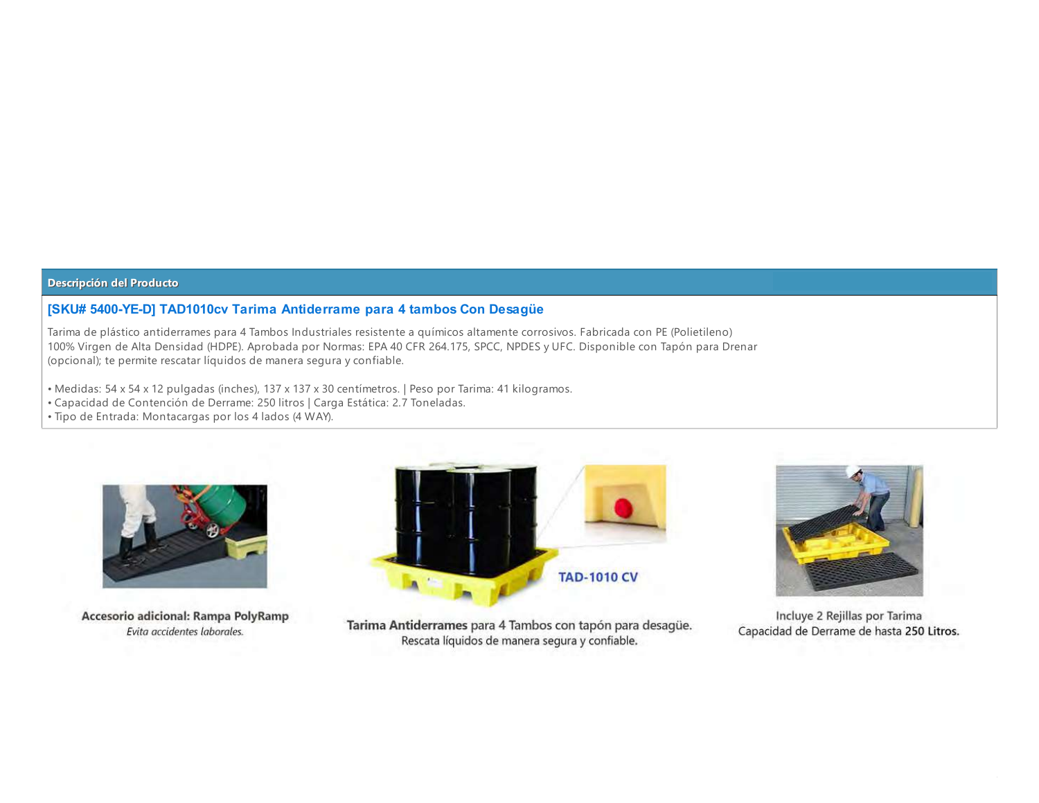## Descripción del Producto

### [SKU# 5400-YE-D] TAD1010cv Tarima Antiderrame para 4 tambos Con Desagüe

Tarima de plástico antiderrames para 4 Tambos Industriales resistente a químicos altamente corrosivos. Fabricada con PE (Polietileno) 100% Virgen de Alta Densidad (HDPE). Aprobada por Normas: EPA 40 CFR 264.175, SPCC, NPDES y UFC. Disponible con Tapón para Drenar (opcional); te permite rescatar líquidos de manera segura y confiable.

- Medidas: 54 x 54 x 12 pulgadas (inches), 137 x 137 x 30 centímetros. | Peso por Tarima: 41 kilogramos.
- Capacidad de Contención de Derrame: 250 litros | Carga Estática: 2.7 Toneladas.
- Tipo de Entrada: Montacargas por los 4 lados (4 WAY).

**Accesorio adicional: Rampa PolyRamp**
*Evita accidentes laborales.*

TAD-1010 CV

**Tarima Antiderrames** para 4 Tambos con tapón para desagüe.
Rescata líquidos de manera segura y confiable.

Incluye 2 Rejillas por Tarima
Capacidad de Derrame de hasta **250 Litros.**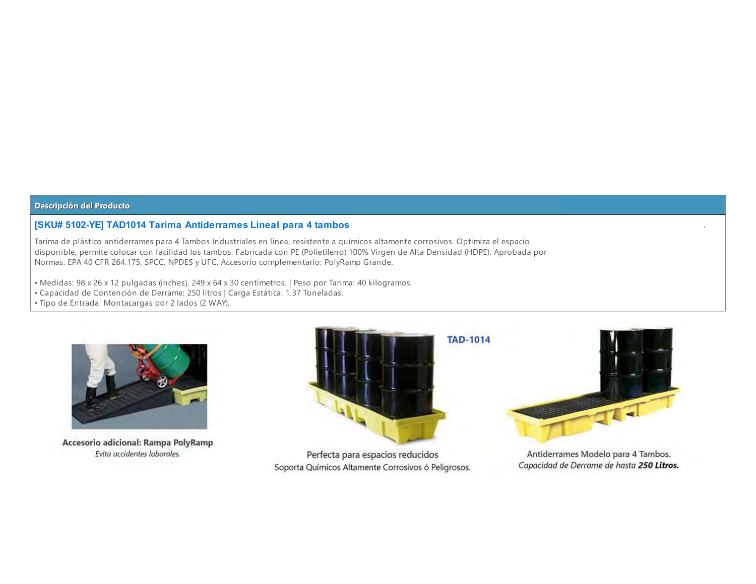## Descripción del Producto

### [SKU# 5102-YE] TAD1014 Tarima Antiderrames Lineal para 4 tambos

Tarima de plástico antiderrames para 4 Tambos Industriales en línea, resistente a químicos altamente corrosivos. Optimiza el espacio disponible, permite colocar con facilidad los tambos. Fabricada con PE (Polietileno) 100% Virgen de Alta Densidad (HDPE). Aprobada por Normas: EPA 40 CFR 264.175, SPCC, NPDES y UFC. Accesorio complementario: PolyRamp Grande.

- Medidas: 98 x 26 x 12 pulgadas (inches), 249 x 64 x 30 centímetros. | Peso por Tarima: 40 kilogramos.
- Capacidad de Contención de Derrame: 250 litros | Carga Estática: 1.37 Toneladas.
- Tipo de Entrada: Montacargas por 2 lados (2 WAY).

**Accesorio adicional: Rampa PolyRamp**
*Evita accidentes laborales.*

TAD-1014

Perfecta para espacios reducidos
Soporta Químicos Altamente Corrosivos ó Peligrosos.

Antiderrames Modelo para 4 Tambos.
*Capacidad de Derrame de hasta **250 Litros.***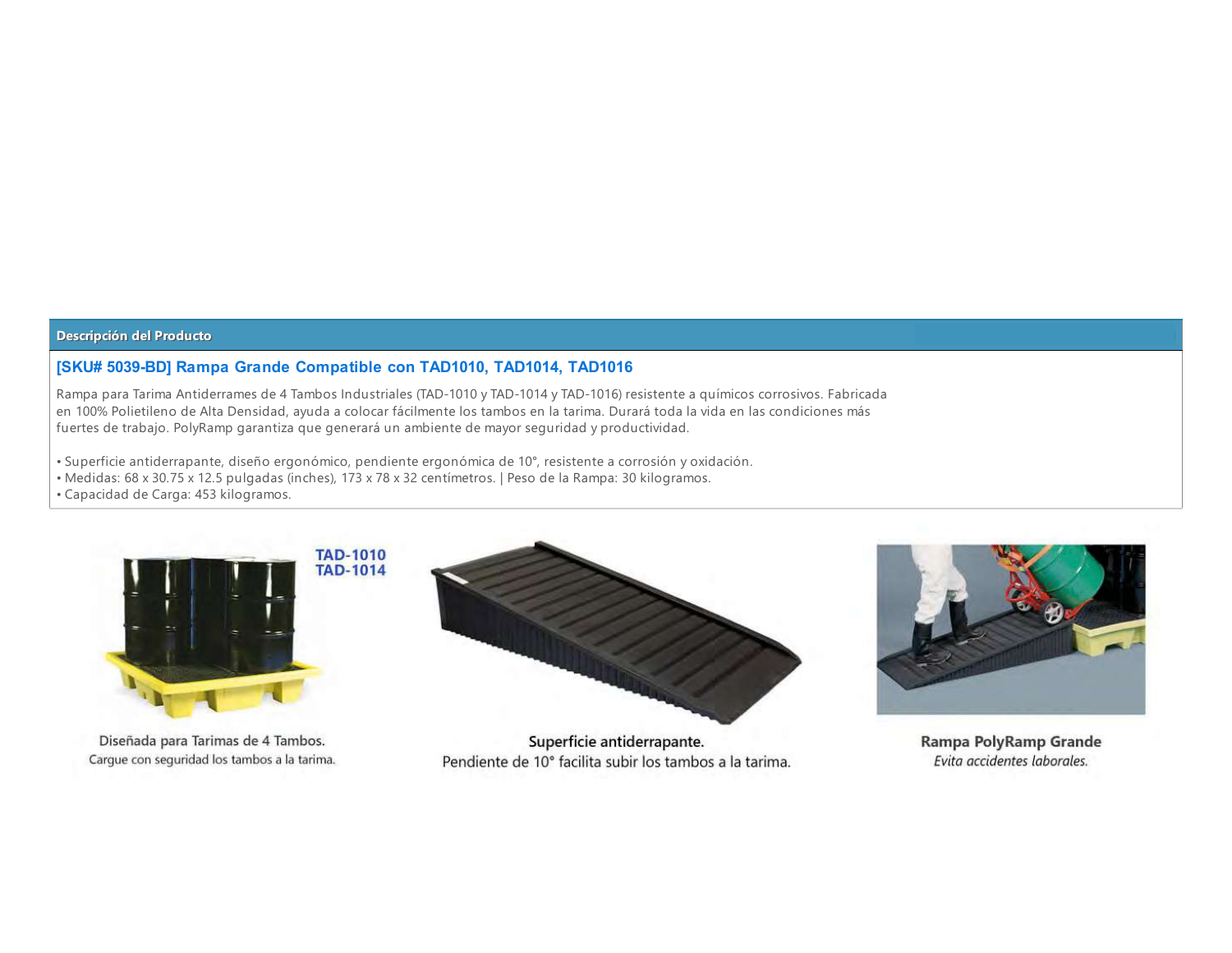## Descripción del Producto

### [SKU# 5039-BD] Rampa Grande Compatible con TAD1010, TAD1014, TAD1016

Rampa para Tarima Antiderrames de 4 Tambos Industriales (TAD-1010 y TAD-1014 y TAD-1016) resistente a químicos corrosivos. Fabricada en 100% Polietileno de Alta Densidad, ayuda a colocar fácilmente los tambos en la tarima. Durará toda la vida en las condiciones más fuertes de trabajo. PolyRamp garantiza que generará un ambiente de mayor seguridad y productividad.

- Superficie antiderrapante, diseño ergonómico, pendiente ergonómica de 10°, resistente a corrosión y oxidación.
- Medidas: 68 x 30.75 x 12.5 pulgadas (inches), 173 x 78 x 32 centímetros. | Peso de la Rampa: 30 kilogramos.
- Capacidad de Carga: 453 kilogramos.

TAD-1010
TAD-1014

Diseñada para Tarimas de 4 Tambos.
Cargue con seguridad los tambos a la tarima.

**Superficie antiderrapante.**
Pendiente de 10° facilita subir los tambos a la tarima.

**Rampa PolyRamp Grande**
*Evita accidentes laborales.*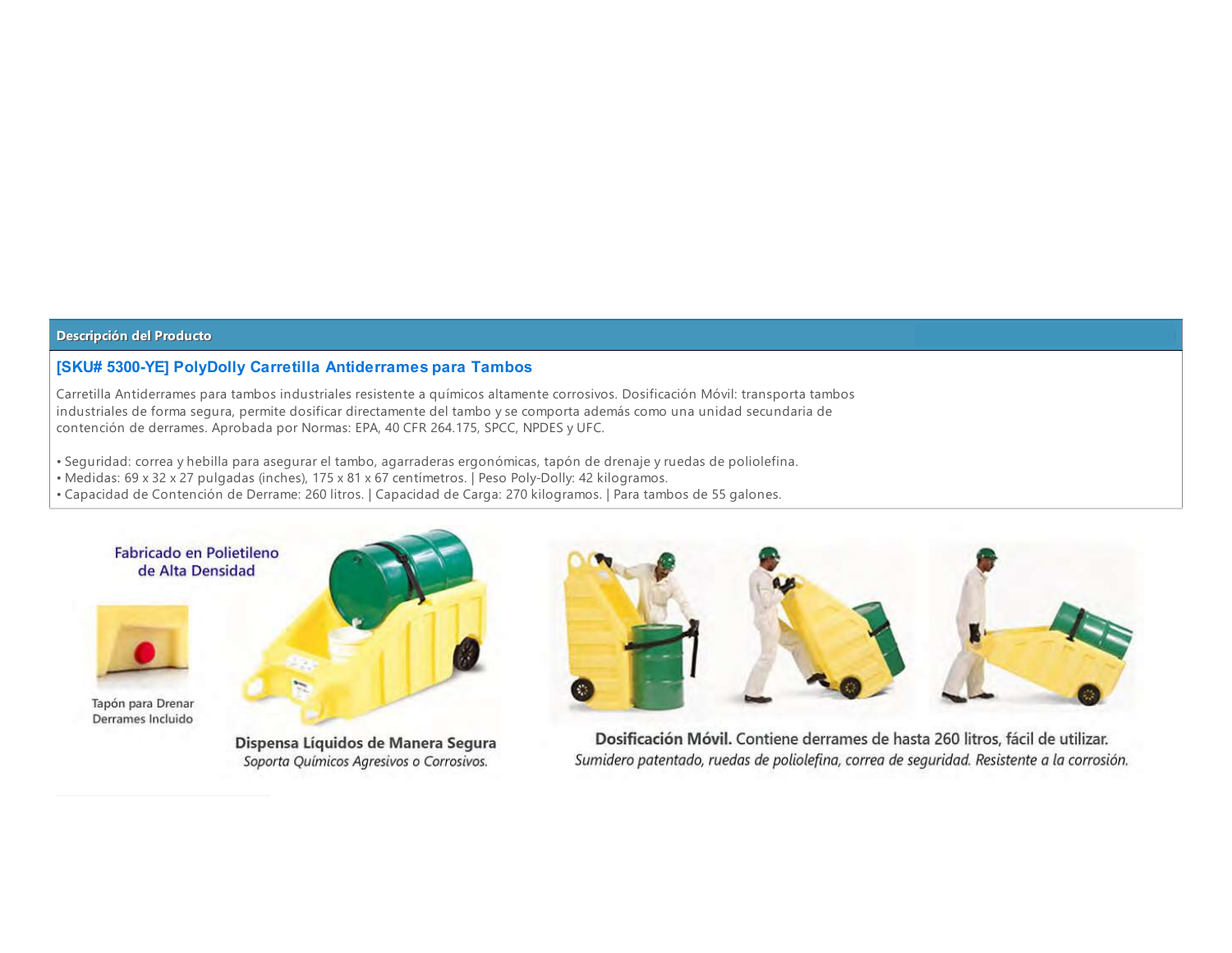## Descripción del Producto

### [SKU# 5300-YE] PolyDolly Carretilla Antiderrames para Tambos

Carretilla Antiderrames para tambos industriales resistente a químicos altamente corrosivos. Dosificación Móvil: transporta tambos industriales de forma segura, permite dosificar directamente del tambo y se comporta además como una unidad secundaria de contención de derrames. Aprobada por Normas: EPA, 40 CFR 264.175, SPCC, NPDES y UFC.

- Seguridad: correa y hebilla para asegurar el tambo, agarraderas ergonómicas, tapón de drenaje y ruedas de poliolefina.
- Medidas: 69 x 32 x 27 pulgadas (inches), 175 x 81 x 67 centímetros. | Peso Poly-Dolly: 42 kilogramos.
- Capacidad de Contención de Derrame: 260 litros. | Capacidad de Carga: 270 kilogramos. | Para tambos de 55 galones.

Fabricado en Polietileno de Alta Densidad

Tapón para Drenar Derrames Incluido

**Dispensa Líquidos de Manera Segura**
*Soporta Químicos Agresivos o Corrosivos.*

**Dosificación Móvil.** Contiene derrames de hasta 260 litros, fácil de utilizar.
*Sumidero patentado, ruedas de poliolefina, correa de seguridad. Resistente a la corrosión.*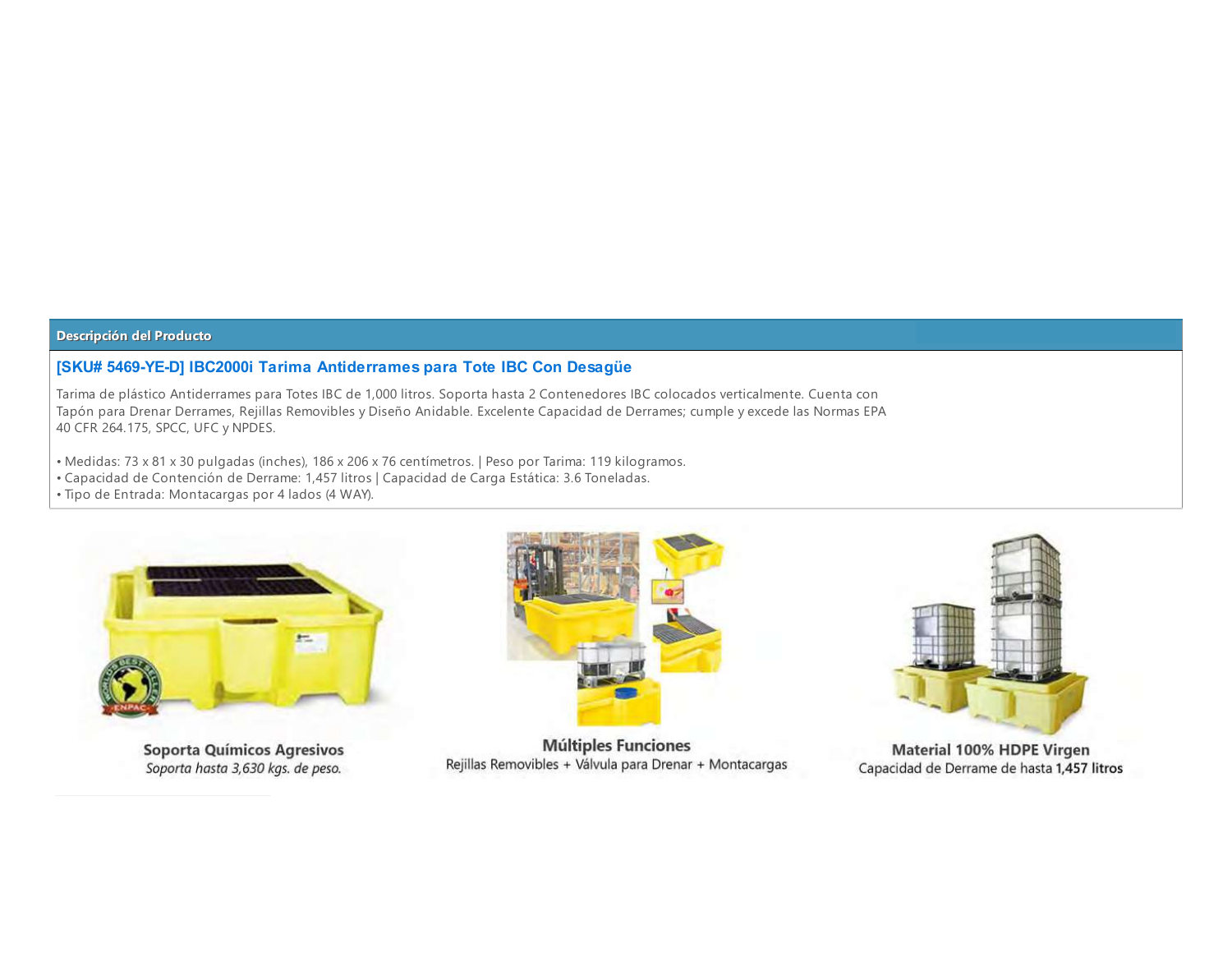## Descripción del Producto

### [SKU# 5469-YE-D] IBC2000i Tarima Antiderrames para Tote IBC Con Desagüe

Tarima de plástico Antiderrames para Totes IBC de 1,000 litros. Soporta hasta 2 Contenedores IBC colocados verticalmente. Cuenta con Tapón para Drenar Derrames, Rejillas Removibles y Diseño Anidable. Excelente Capacidad de Derrames; cumple y excede las Normas EPA 40 CFR 264.175, SPCC, UFC y NPDES.

- Medidas: 73 x 81 x 30 pulgadas (inches), 186 x 206 x 76 centímetros. | Peso por Tarima: 119 kilogramos.
- Capacidad de Contención de Derrame: 1,457 litros | Capacidad de Carga Estática: 3.6 Toneladas.
- Tipo de Entrada: Montacargas por 4 lados (4 WAY).

**Soporta Químicos Agresivos**
*Soporta hasta 3,630 kgs. de peso.*

**Múltiples Funciones**
Rejillas Removibles + Válvula para Drenar + Montacargas

**Material 100% HDPE Virgen**
Capacidad de Derrame de hasta **1,457 litros**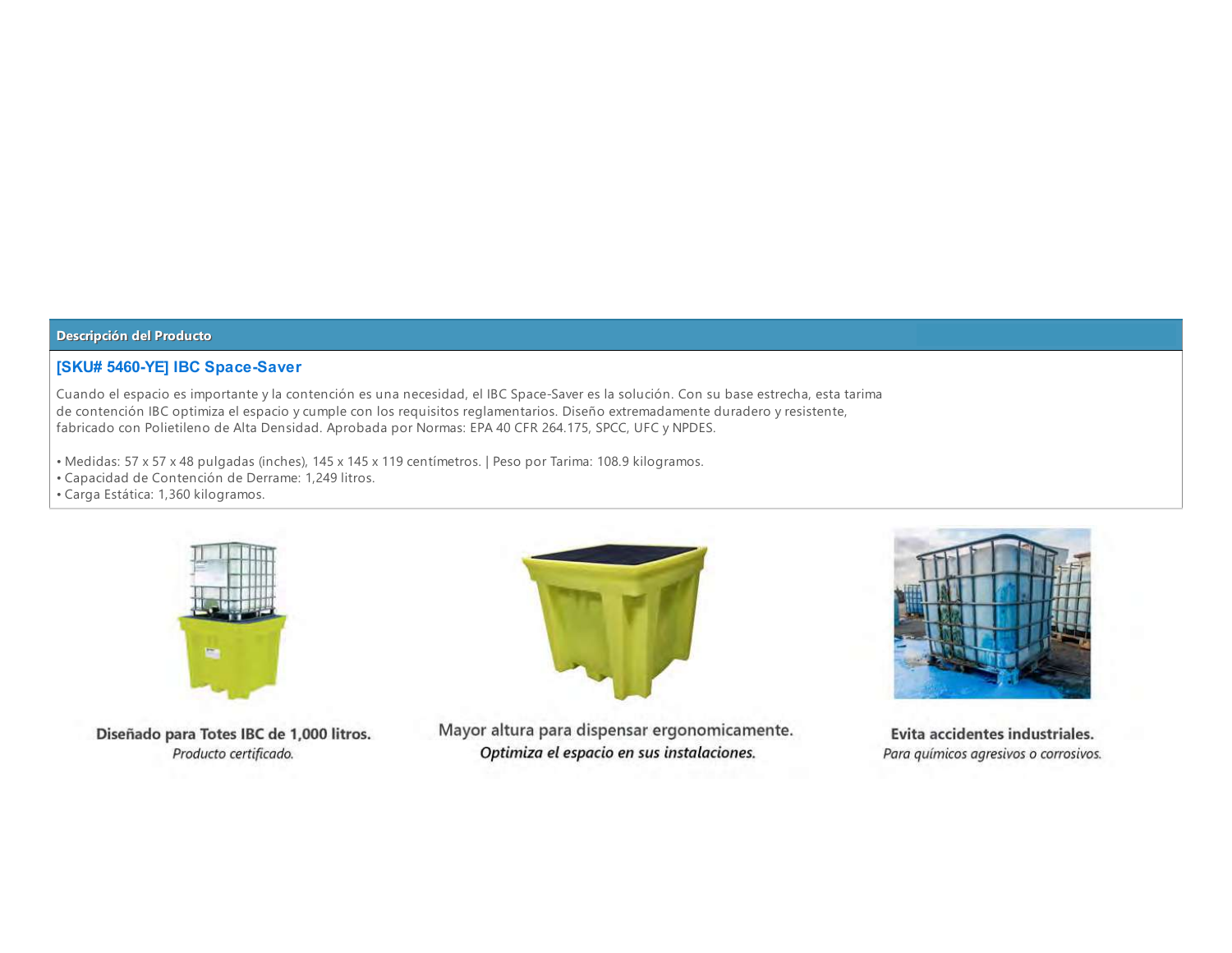## Descripción del Producto

### [SKU# 5460-YE] IBC Space-Saver

Cuando el espacio es importante y la contención es una necesidad, el IBC Space-Saver es la solución. Con su base estrecha, esta tarima de contención IBC optimiza el espacio y cumple con los requisitos reglamentarios. Diseño extremadamente duradero y resistente, fabricado con Polietileno de Alta Densidad. Aprobada por Normas: EPA 40 CFR 264.175, SPCC, UFC y NPDES.

- Medidas: 57 x 57 x 48 pulgadas (inches), 145 x 145 x 119 centímetros. | Peso por Tarima: 108.9 kilogramos.
- Capacidad de Contención de Derrame: 1,249 litros.
- Carga Estática: 1,360 kilogramos.

**Diseñado para Totes IBC de 1,000 litros.**
*Producto certificado.*

Mayor altura para dispensar ergonomicamente.
***Optimiza el espacio en sus instalaciones.***

**Evita accidentes industriales.**
*Para químicos agresivos o corrosivos.*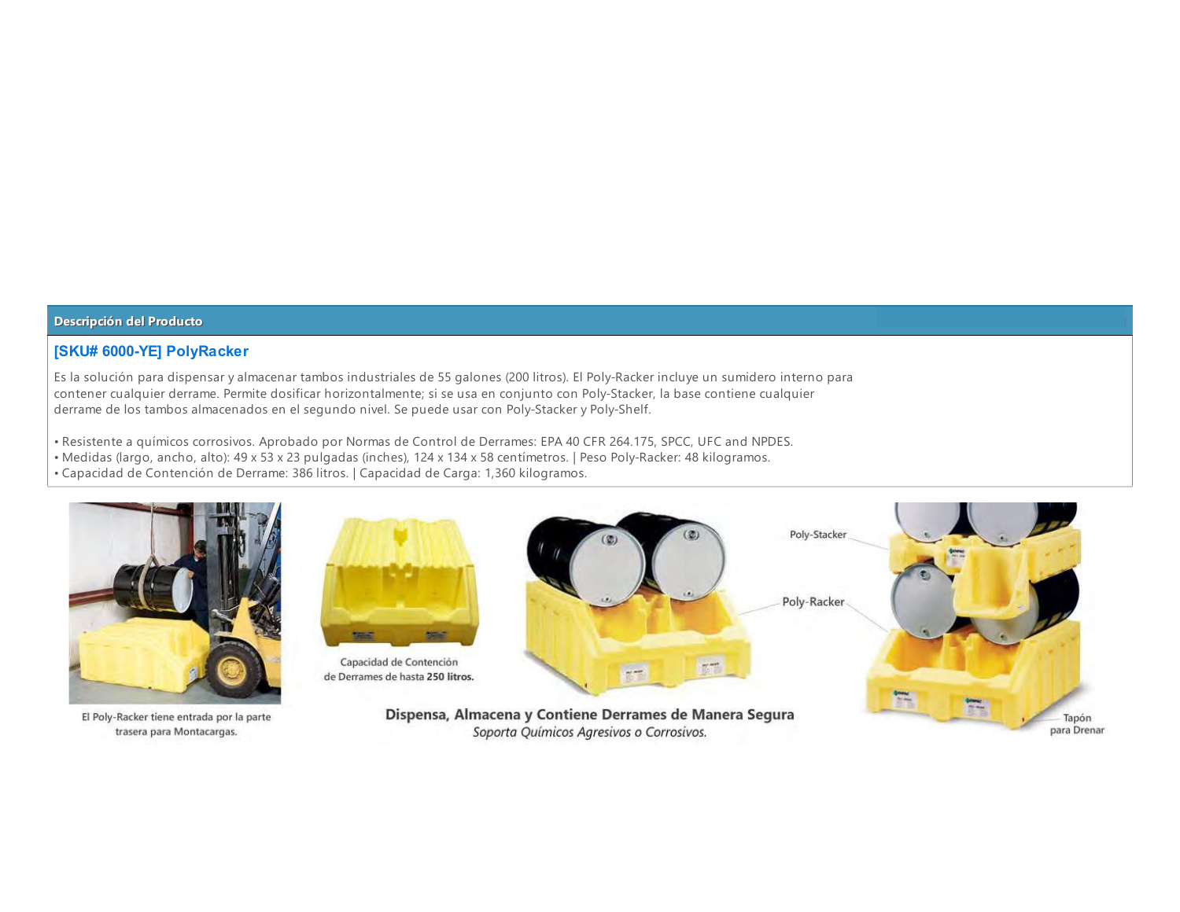## Descripción del Producto

### [SKU# 6000-YE] PolyRacker

Es la solución para dispensar y almacenar tambos industriales de 55 galones (200 litros). El Poly-Racker incluye un sumidero interno para contener cualquier derrame. Permite dosificar horizontalmente; si se usa en conjunto con Poly-Stacker, la base contiene cualquier derrame de los tambos almacenados en el segundo nivel. Se puede usar con Poly-Stacker y Poly-Shelf.

- Resistente a químicos corrosivos. Aprobado por Normas de Control de Derrames: EPA 40 CFR 264.175, SPCC, UFC and NPDES.
- Medidas (largo, ancho, alto): 49 x 53 x 23 pulgadas (inches), 124 x 134 x 58 centímetros. | Peso Poly-Racker: 48 kilogramos.
- Capacidad de Contención de Derrame: 386 litros. | Capacidad de Carga: 1,360 kilogramos.

El Poly-Racker tiene entrada por la parte trasera para Montacargas.

Capacidad de Contención de Derrames de hasta **250 litros.**

Poly-Stacker

Poly-Racker

Tapón para Drenar

**Dispensa, Almacena y Contiene Derrames de Manera Segura**

*Soporta Químicos Agresivos o Corrosivos.*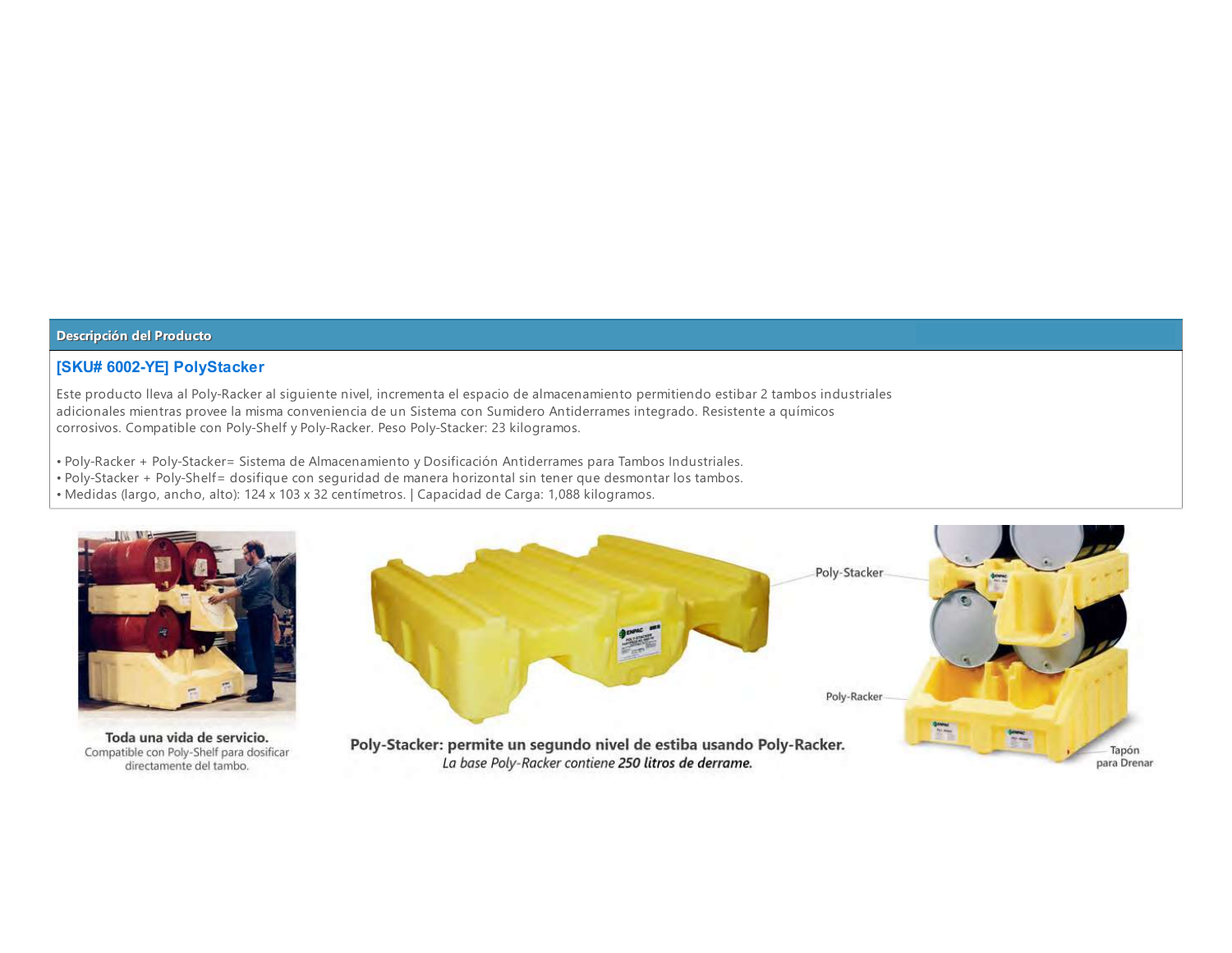## Descripción del Producto

### [SKU# 6002-YE] PolyStacker

Este producto lleva al Poly-Racker al siguiente nivel, incrementa el espacio de almacenamiento permitiendo estibar 2 tambos industriales adicionales mientras provee la misma conveniencia de un Sistema con Sumidero Antiderrames integrado. Resistente a químicos corrosivos. Compatible con Poly-Shelf y Poly-Racker. Peso Poly-Stacker: 23 kilogramos.

- Poly-Racker + Poly-Stacker= Sistema de Almacenamiento y Dosificación Antiderrames para Tambos Industriales.
- Poly-Stacker + Poly-Shelf= dosifique con seguridad de manera horizontal sin tener que desmontar los tambos.
- Medidas (largo, ancho, alto): 124 x 103 x 32 centímetros. | Capacidad de Carga: 1,088 kilogramos.

**Toda una vida de servicio.**
Compatible con Poly-Shelf para dosificar directamente del tambo.

**Poly-Stacker: permite un segundo nivel de estiba usando Poly-Racker.**
*La base Poly-Racker contiene **250 litros de derrame.***

Poly-Stacker

Poly-Racker

Tapón para Drenar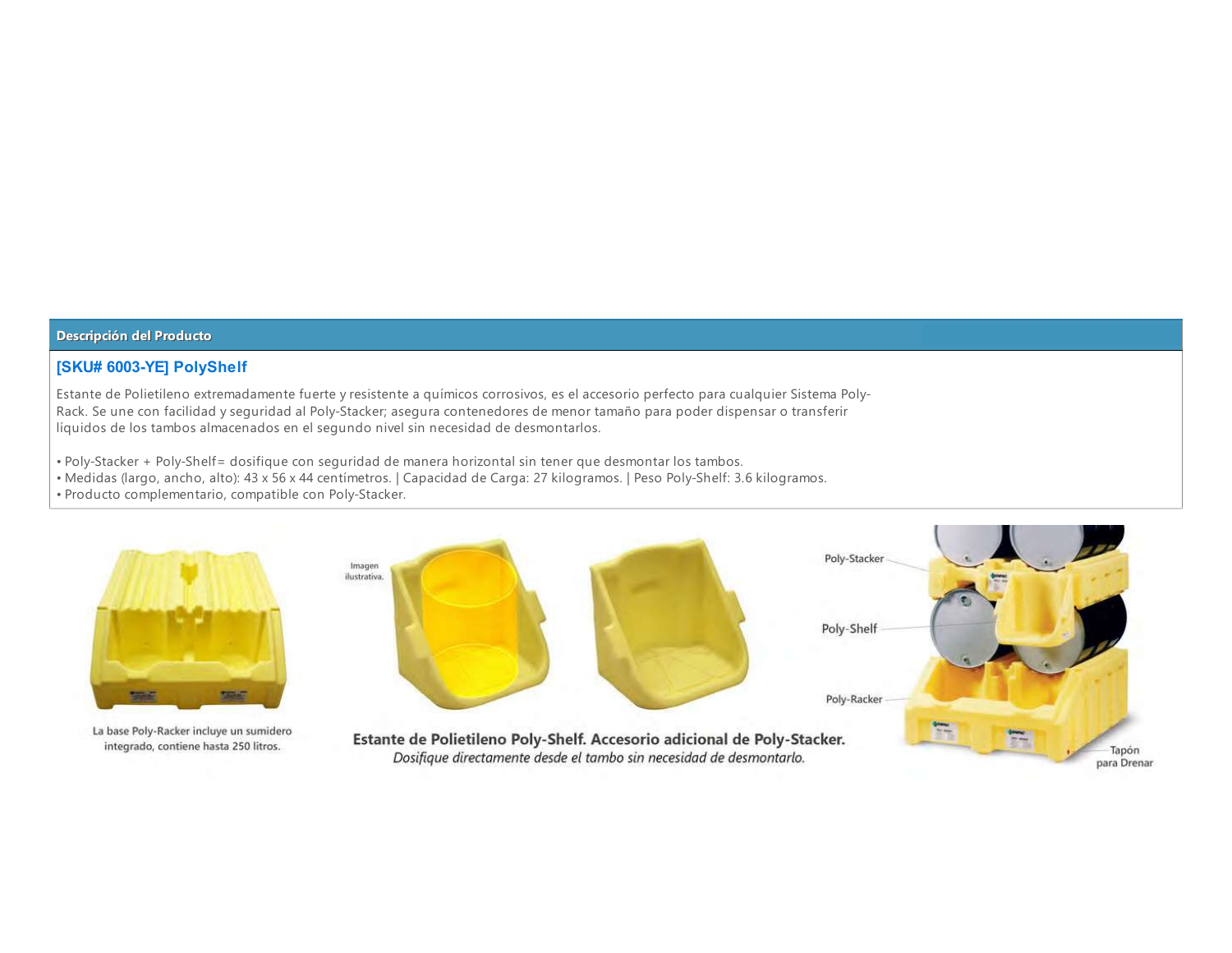**Descripción del Producto**

## [SKU# 6003-YE] PolyShelf

Estante de Polietileno extremadamente fuerte y resistente a químicos corrosivos, es el accesorio perfecto para cualquier Sistema Poly-Rack. Se une con facilidad y seguridad al Poly-Stacker; asegura contenedores de menor tamaño para poder dispensar o transferir líquidos de los tambos almacenados en el segundo nivel sin necesidad de desmontarlos.

- Poly-Stacker + Poly-Shelf= dosifique con seguridad de manera horizontal sin tener que desmontar los tambos.
- Medidas (largo, ancho, alto): 43 x 56 x 44 centímetros. | Capacidad de Carga: 27 kilogramos. | Peso Poly-Shelf: 3.6 kilogramos.
- Producto complementario, compatible con Poly-Stacker.

La base Poly-Racker incluye un sumidero integrado, contiene hasta 250 litros.

Imagen ilustrativa.

**Estante de Polietileno Poly-Shelf. Accesorio adicional de Poly-Stacker.**

*Dosifique directamente desde el tambo sin necesidad de desmontarlo.*

Poly-Stacker

Poly-Shelf

Poly-Racker

Tapón para Drenar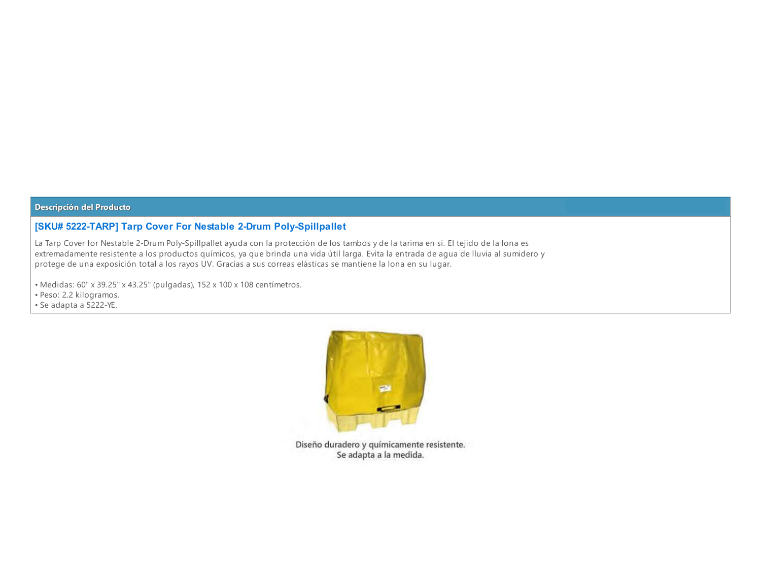## Descripción del Producto

### [SKU# 5222-TARP] Tarp Cover For Nestable 2-Drum Poly-Spillpallet

La Tarp Cover for Nestable 2-Drum Poly-Spillpallet ayuda con la protección de los tambos y de la tarima en sí. El tejido de la lona es extremadamente resistente a los productos químicos, ya que brinda una vida útil larga. Evita la entrada de agua de lluvia al sumidero y protege de una exposición total a los rayos UV. Gracias a sus correas elásticas se mantiene la lona en su lugar.

- Medidas: 60" x 39.25" x 43.25" (pulgadas), 152 x 100 x 108 centímetros.
- Peso: 2.2 kilogramos.
- Se adapta a 5222-YE.

Diseño duradero y químicamente resistente.
Se adapta a la medida.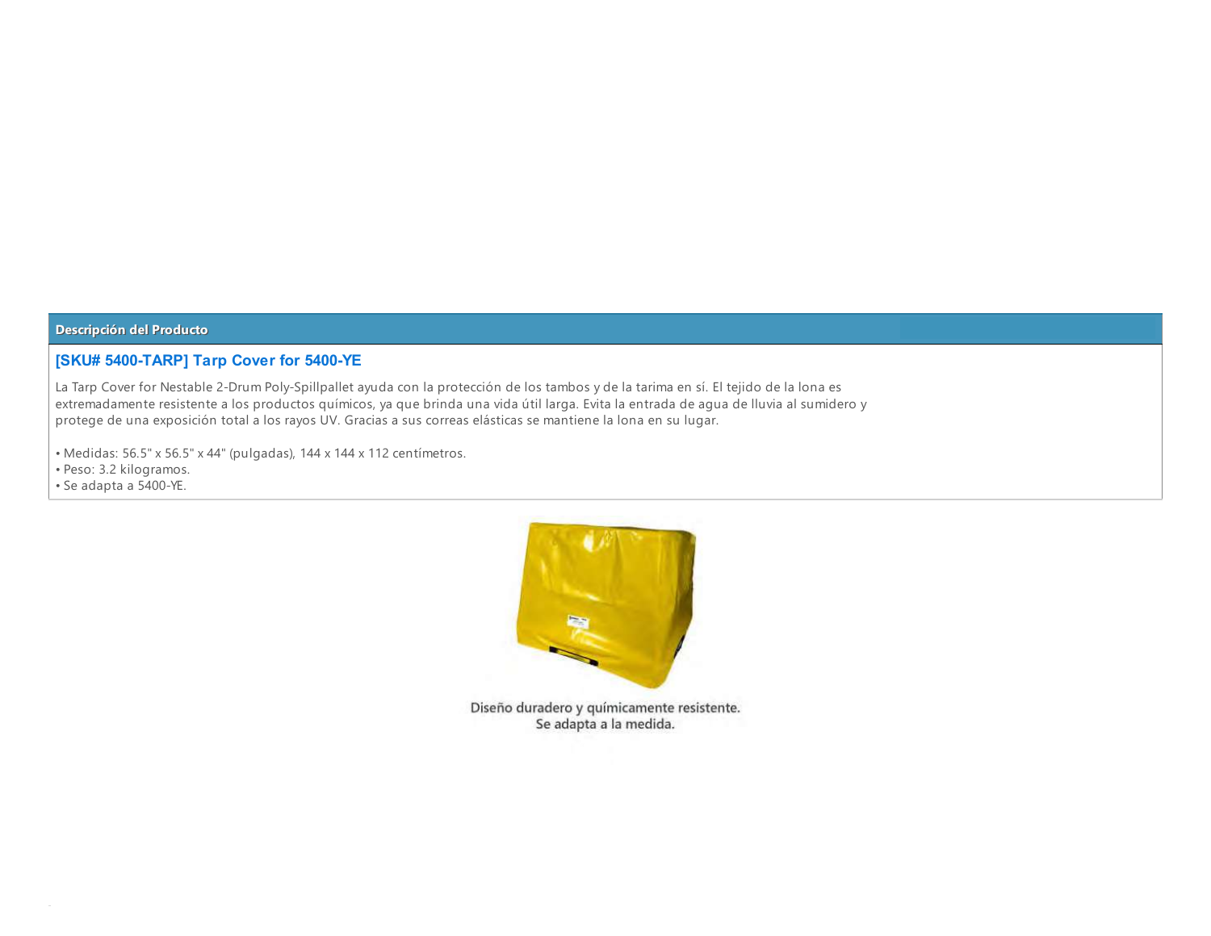## Descripción del Producto

### [SKU# 5400-TARP] Tarp Cover for 5400-YE

La Tarp Cover for Nestable 2-Drum Poly-Spillpallet ayuda con la protección de los tambos y de la tarima en sí. El tejido de la lona es extremadamente resistente a los productos químicos, ya que brinda una vida útil larga. Evita la entrada de agua de lluvia al sumidero y protege de una exposición total a los rayos UV. Gracias a sus correas elásticas se mantiene la lona en su lugar.

- Medidas: 56.5" x 56.5" x 44" (pulgadas), 144 x 144 x 112 centímetros.
- Peso: 3.2 kilogramos.
- Se adapta a 5400-YE.

Diseño duradero y químicamente resistente.
Se adapta a la medida.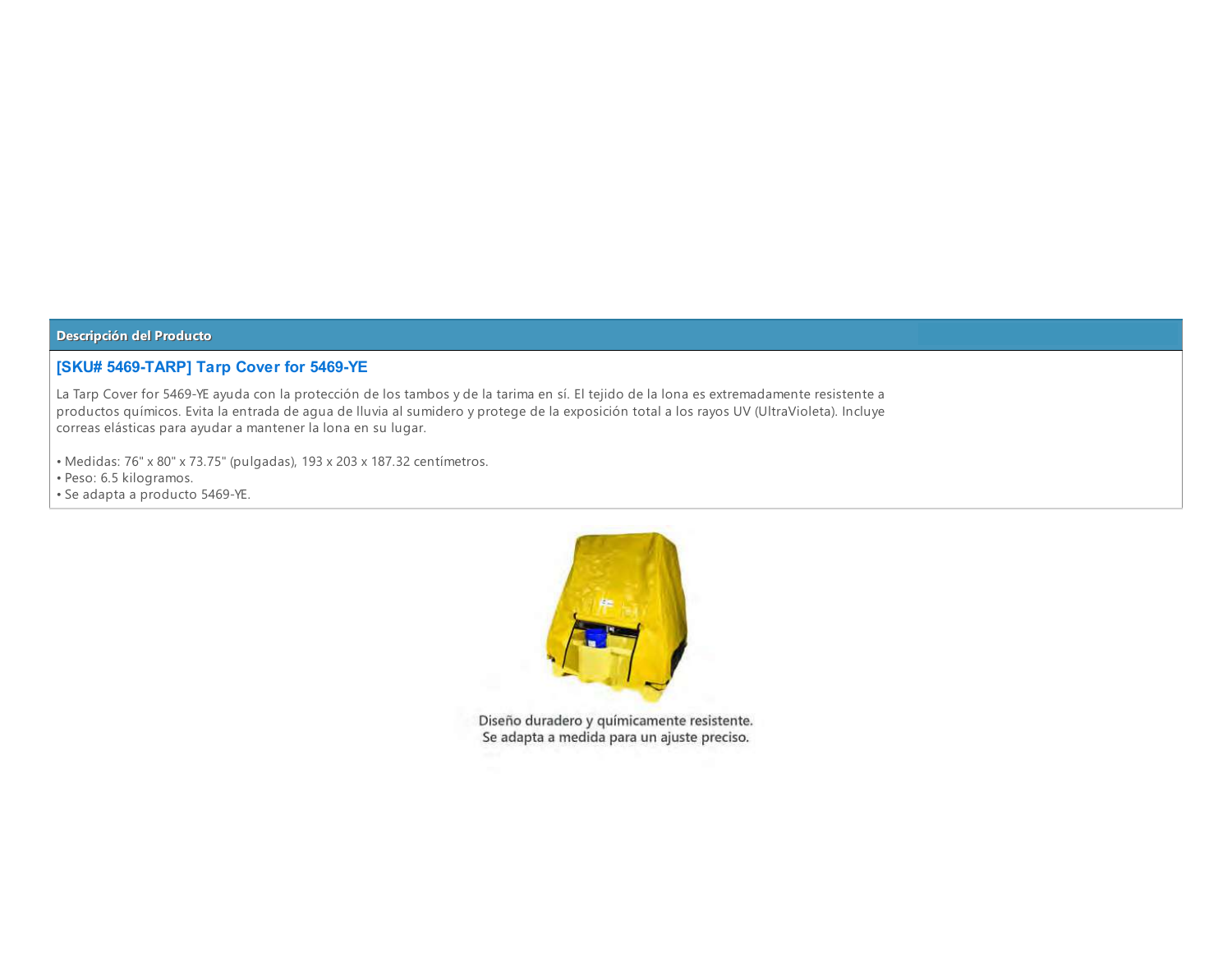## Descripción del Producto

### [SKU# 5469-TARP] Tarp Cover for 5469-YE

La Tarp Cover for 5469-YE ayuda con la protección de los tambos y de la tarima en sí. El tejido de la lona es extremadamente resistente a productos químicos. Evita la entrada de agua de lluvia al sumidero y protege de la exposición total a los rayos UV (UltraVioleta). Incluye correas elásticas para ayudar a mantener la lona en su lugar.

- Medidas: 76" x 80" x 73.75" (pulgadas), 193 x 203 x 187.32 centímetros.
- Peso: 6.5 kilogramos.
- Se adapta a producto 5469-YE.

Diseño duradero y químicamente resistente.
Se adapta a medida para un ajuste preciso.